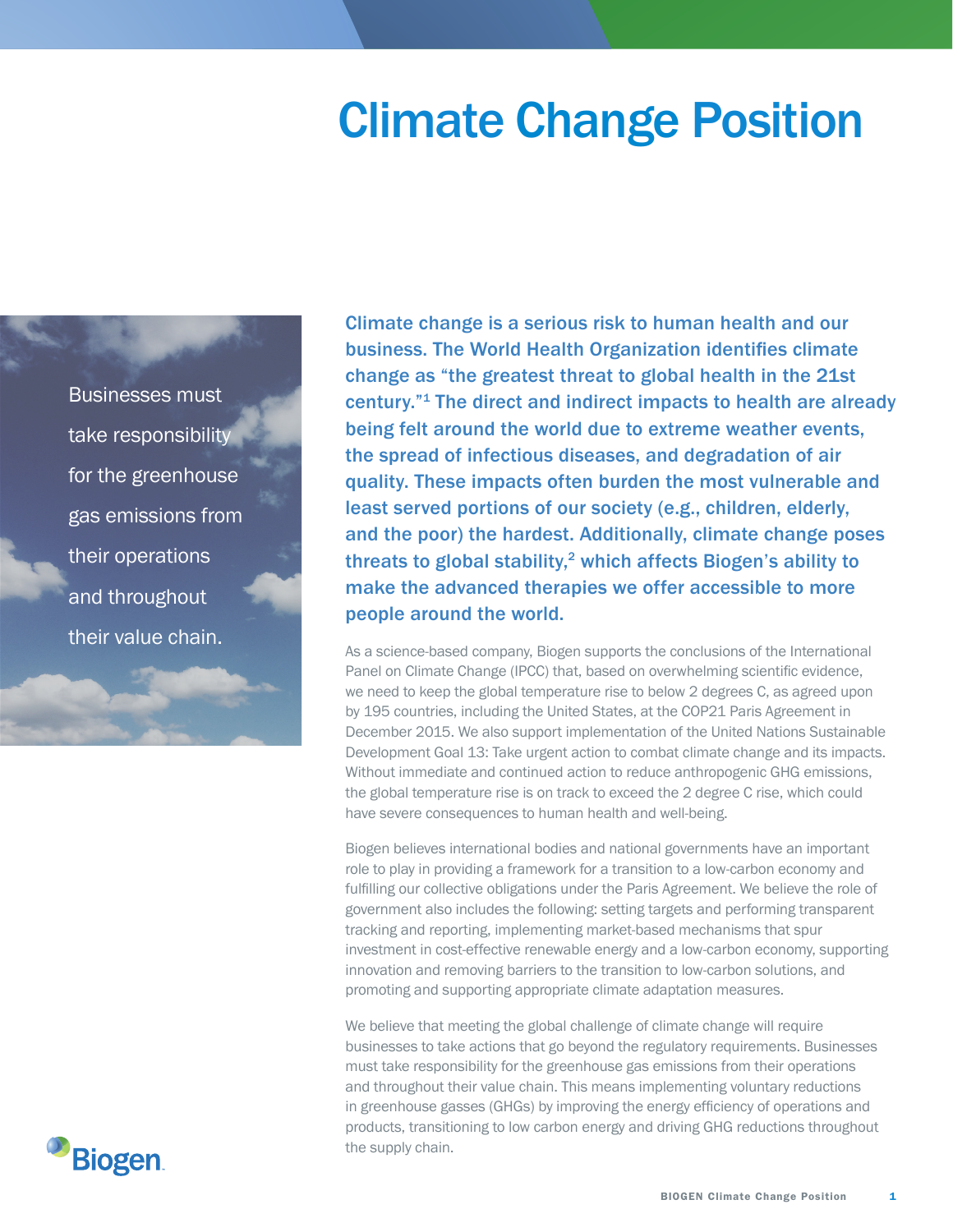# Climate Change Position

Businesses must take responsibility for the greenhouse gas emissions from their operations and throughout their value chain.

**Climate change is a serious risk to human health and our business. The World Health Organization identifies climate change as "the greatest threat to global health in the 21st century."[1] The direct and indirect impacts to health are already being felt around the world due to extreme weather events, the spread of infectious diseases, and degradation of air quality. These impacts often burden the most vulnerable and least served portions of our society (e.g., children, elderly, and the poor) the hardest. Additionally, climate change poses threats to global stability,[2] which affects Biogen's ability to make the advanced therapies we offer accessible to more people around the world.**

As a science-based company, Biogen supports the conclusions of the International Panel on Climate Change (IPCC) that, based on overwhelming scientific evidence, we need to keep the global temperature rise to below 2 degrees C, as agreed upon by 195 countries, including the United States, at the COP21 Paris Agreement in December 2015. We also support implementation of the United Nations Sustainable Development Goal 13: Take urgent action to combat climate change and its impacts. Without immediate and continued action to reduce anthropogenic GHG emissions, the global temperature rise is on track to exceed the 2 degree C rise, which could have severe consequences to human health and well-being.

Biogen believes international bodies and national governments have an important role to play in providing a framework for a transition to a low-carbon economy and fulfilling our collective obligations under the Paris Agreement. We believe the role of government also includes the following: setting targets and performing transparent tracking and reporting, implementing market-based mechanisms that spur investment in cost-effective renewable energy and a low-carbon economy, supporting innovation and removing barriers to the transition to low-carbon solutions, and promoting and supporting appropriate climate adaptation measures.

We believe that meeting the global challenge of climate change will require businesses to take actions that go beyond the regulatory requirements. Businesses must take responsibility for the greenhouse gas emissions from their operations and throughout their value chain. This means implementing voluntary reductions in greenhouse gasses (GHGs) by improving the energy efficiency of operations and products, transitioning to low carbon energy and driving GHG reductions throughout the supply chain.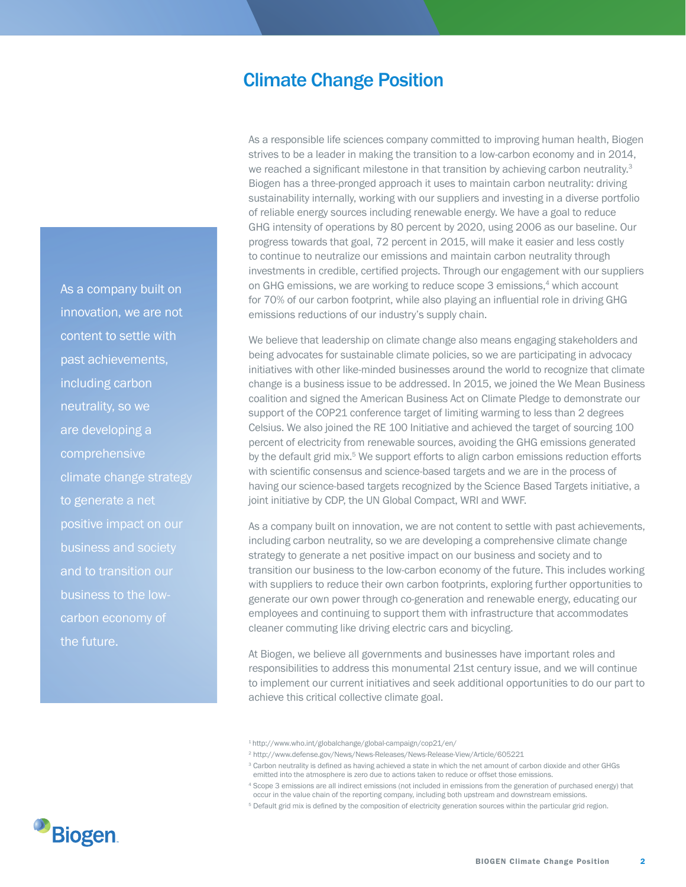## Climate Change Position

As a responsible life sciences company committed to improving human health, Biogen strives to be a leader in making the transition to a low-carbon economy and in 2014, we reached a significant milestone in that transition by achieving carbon neutrality.[3] Biogen has a three-pronged approach it uses to maintain carbon neutrality: driving sustainability internally, working with our suppliers and investing in a diverse portfolio of reliable energy sources including renewable energy. We have a goal to reduce GHG intensity of operations by 80 percent by 2020, using 2006 as our baseline. Our progress towards that goal, 72 percent in 2015, will make it easier and less costly to continue to neutralize our emissions and maintain carbon neutrality through investments in credible, certified projects. Through our engagement with our suppliers on GHG emissions, we are working to reduce scope 3 emissions,[4] which account for 70% of our carbon footprint, while also playing an influential role in driving GHG emissions reductions of our industry's supply chain.

We believe that leadership on climate change also means engaging stakeholders and being advocates for sustainable climate policies, so we are participating in advocacy initiatives with other like-minded businesses around the world to recognize that climate change is a business issue to be addressed. In 2015, we joined the We Mean Business coalition and signed the American Business Act on Climate Pledge to demonstrate our support of the COP21 conference target of limiting warming to less than 2 degrees Celsius. We also joined the RE 100 Initiative and achieved the target of sourcing 100 percent of electricity from renewable sources, avoiding the GHG emissions generated by the default grid mix.[5] We support efforts to align carbon emissions reduction efforts with scientific consensus and science-based targets and we are in the process of having our science-based targets recognized by the Science Based Targets initiative, a joint initiative by CDP, the UN Global Compact, WRI and WWF.

> As a company built on innovation, we are not content to settle with past achievements, including carbon neutrality, so we are developing a comprehensive climate change strategy to generate a net positive impact on our business and society and to transition our business to the low-carbon economy of the future.

As a company built on innovation, we are not content to settle with past achievements, including carbon neutrality, so we are developing a comprehensive climate change strategy to generate a net positive impact on our business and society and to transition our business to the low-carbon economy of the future. This includes working with suppliers to reduce their own carbon footprints, exploring further opportunities to generate our own power through co-generation and renewable energy, educating our employees and continuing to support them with infrastructure that accommodates cleaner commuting like driving electric cars and bicycling.

At Biogen, we believe all governments and businesses have important roles and responsibilities to address this monumental 21st century issue, and we will continue to implement our current initiatives and seek additional opportunities to do our part to achieve this critical collective climate goal.

[1] http://www.who.int/globalchange/global-campaign/cop21/en/

[2] http://www.defense.gov/News/News-Releases/News-Release-View/Article/605221

[3] Carbon neutrality is defined as having achieved a state in which the net amount of carbon dioxide and other GHGs emitted into the atmosphere is zero due to actions taken to reduce or offset those emissions.

[4] Scope 3 emissions are all indirect emissions (not included in emissions from the generation of purchased energy) that occur in the value chain of the reporting company, including both upstream and downstream emissions.

[5] Default grid mix is defined by the composition of electricity generation sources within the particular grid region.